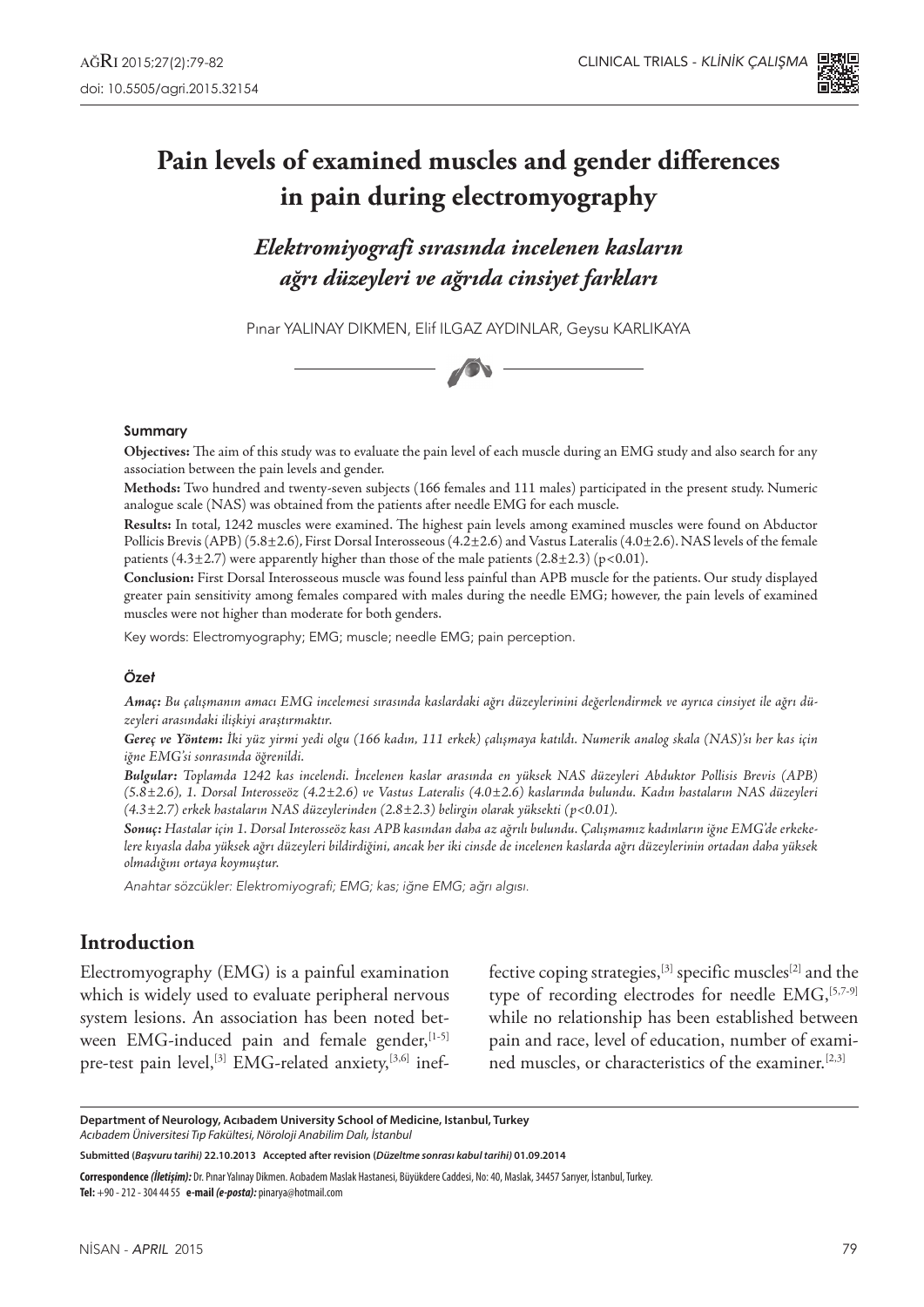# Pain levels of examined muscles and gender differences in pain during electromyography

## *Elektromiyografi sırasında incelenen kasların ağrı düzeyleri ve ağrıda cinsiyet farkları*

Pınar YALINAY DIKMEN, Elif ILGAZ AYDINLAR, Geysu KARLIKAYA

#### Summary

**Objectives:** The aim of this study was to evaluate the pain level of each muscle during an EMG study and also search for any association between the pain levels and gender.

**Methods:** Two hundred and twenty-seven subjects (166 females and 111 males) participated in the present study. Numeric analogue scale (NAS) was obtained from the patients after needle EMG for each muscle.

**Results:** In total, 1242 muscles were examined. The highest pain levels among examined muscles were found on Abductor Pollicis Brevis (APB) (5.8±2.6), First Dorsal Interosseous (4.2±2.6) and Vastus Lateralis (4.0±2.6). NAS levels of the female patients (4.3±2.7) were apparently higher than those of the male patients (2.8±2.3) ($p<0.01$).

**Conclusion:** First Dorsal Interosseous muscle was found less painful than APB muscle for the patients. Our study displayed greater pain sensitivity among females compared with males during the needle EMG; however, the pain levels of examined muscles were not higher than moderate for both genders.

Key words: Electromyography; EMG; muscle; needle EMG; pain perception.

#### *Özet*

***Amaç:*** *Bu çalışmanın amacı EMG incelemesi sırasında kaslardaki ağrı düzeylerinini değerlendirmek ve ayrıca cinsiyet ile ağrı düzeyleri arasındaki ilişkiyi araştırmaktır.*

***Gereç ve Yöntem:*** *İki yüz yirmi yedi olgu (166 kadın, 111 erkek) çalışmaya katıldı. Numerik analog skala (NAS)'sı her kas için iğne EMG'si sonrasında öğrenildi.*

***Bulgular:*** *Toplamda 1242 kas incelendi. İncelenen kaslar arasında en yüksek NAS düzeyleri Abduktor Pollisis Brevis (APB) (5.8±2.6), 1. Dorsal Interosseöz (4.2±2.6) ve Vastus Lateralis (4.0±2.6) kaslarında bulundu. Kadın hastaların NAS düzeyleri (4.3±2.7) erkek hastaların NAS düzeylerinden (2.8±2.3) belirgin olarak yüksekti (p<0.01).*

***Sonuç:*** *Hastalar için 1. Dorsal Interosseöz kası APB kasından daha az ağrılı bulundu. Çalışmamız kadınların iğne EMG'de erkekelere kıyasla daha yüksek ağrı düzeyleri bildirdiğini, ancak her iki cinsde de incelenen kaslarda ağrı düzeylerinin ortadan daha yüksek olmadığını ortaya koymuştur.*

*Anahtar sözcükler: Elektromiyografi; EMG; kas; iğne EMG; ağrı algısı.*

## Introduction

Electromyography (EMG) is a painful examination which is widely used to evaluate peripheral nervous system lesions. An association has been noted between EMG-induced pain and female gender,[1-5] pre-test pain level,[3] EMG-related anxiety,[3,6] ineffective coping strategies,[3] specific muscles[2] and the type of recording electrodes for needle EMG,[5,7-9] while no relationship has been established between pain and race, level of education, number of examined muscles, or characteristics of the examiner.[2,3]

**Department of Neurology, Acıbadem University School of Medicine, Istanbul, Turkey**
*Acıbadem Üniversitesi Tıp Fakültesi, Nöroloji Anabilim Dalı, İstanbul*

**Submitted (*Başvuru tarihi)* 22.10.2013 Accepted after revision (*Düzeltme sonrası kabul tarihi)* 01.09.2014**

**Correspondence *(İletişim):*** Dr. Pınar Yalınay Dikmen. Acıbadem Maslak Hastanesi, Büyükdere Caddesi, No: 40, Maslak, 34457 Sarıyer, İstanbul, Turkey.
**Tel:** +90 - 212 - 304 44 55 **e-mail *(e-posta):*** pinarya@hotmail.com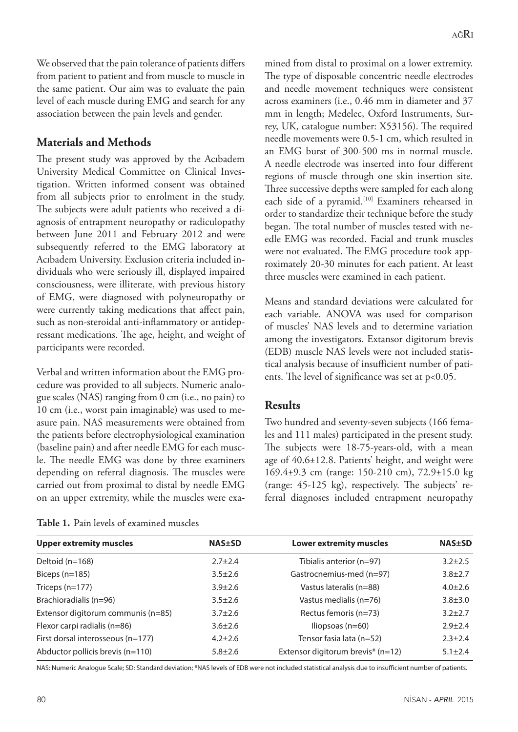We observed that the pain tolerance of patients differs from patient to patient and from muscle to muscle in the same patient. Our aim was to evaluate the pain level of each muscle during EMG and search for any association between the pain levels and gender.

## Materials and Methods

The present study was approved by the Acıbadem University Medical Committee on Clinical Investigation. Written informed consent was obtained from all subjects prior to enrolment in the study. The subjects were adult patients who received a diagnosis of entrapment neuropathy or radiculopathy between June 2011 and February 2012 and were subsequently referred to the EMG laboratory at Acıbadem University. Exclusion criteria included individuals who were seriously ill, displayed impaired consciousness, were illiterate, with previous history of EMG, were diagnosed with polyneuropathy or were currently taking medications that affect pain, such as non-steroidal anti-inflammatory or antidepressant medications. The age, height, and weight of participants were recorded.

Verbal and written information about the EMG procedure was provided to all subjects. Numeric analogue scales (NAS) ranging from 0 cm (i.e., no pain) to 10 cm (i.e., worst pain imaginable) was used to measure pain. NAS measurements were obtained from the patients before electrophysiological examination (baseline pain) and after needle EMG for each muscle. The needle EMG was done by three examiners depending on referral diagnosis. The muscles were carried out from proximal to distal by needle EMG on an upper extremity, while the muscles were examined from distal to proximal on a lower extremity. The type of disposable concentric needle electrodes and needle movement techniques were consistent across examiners (i.e., 0.46 mm in diameter and 37 mm in length; Medelec, Oxford Instruments, Surrey, UK, catalogue number: X53156). The required needle movements were 0.5-1 cm, which resulted in an EMG burst of 300-500 ms in normal muscle. A needle electrode was inserted into four different regions of muscle through one skin insertion site. Three successive depths were sampled for each along each side of a pyramid.[10] Examiners rehearsed in order to standardize their technique before the study began. The total number of muscles tested with needle EMG was recorded. Facial and trunk muscles were not evaluated. The EMG procedure took approximately 20-30 minutes for each patient. At least three muscles were examined in each patient.

Means and standard deviations were calculated for each variable. ANOVA was used for comparison of muscles' NAS levels and to determine variation among the investigators. Extansor digitorum brevis (EDB) muscle NAS levels were not included statistical analysis because of insufficient number of patients. The level of significance was set at $p<0.05$.

## Results

Two hundred and seventy-seven subjects (166 females and 111 males) participated in the present study. The subjects were 18-75-years-old, with a mean age of 40.6±12.8. Patients' height, and weight were 169.4±9.3 cm (range: 150-210 cm), 72.9±15.0 kg (range: 45-125 kg), respectively. The subjects' referral diagnoses included entrapment neuropathy

**Table 1.** Pain levels of examined muscles

| Upper extremity muscles | NAS±SD | Lower extremity muscles | NAS±SD |
|---|---|---|---|
| Deltoid (n=168) | 2.7±2.4 | Tibialis anterior (n=97) | 3.2±2.5 |
| Biceps (n=185) | 3.5±2.6 | Gastrocnemius-med (n=97) | 3.8±2.7 |
| Triceps (n=177) | 3.9±2.6 | Vastus lateralis (n=88) | 4.0±2.6 |
| Brachioradialis (n=96) | 3.5±2.6 | Vastus medialis (n=76) | 3.8±3.0 |
| Extensor digitorum communis (n=85) | 3.7±2.6 | Rectus femoris (n=73) | 3.2±2.7 |
| Flexor carpi radialis (n=86) | 3.6±2.6 | Iliopsoas (n=60) | 2.9±2.4 |
| First dorsal interosseous (n=177) | 4.2±2.6 | Tensor fasia lata (n=52) | 2.3±2.4 |
| Abductor pollicis brevis (n=110) | 5.8±2.6 | Extensor digitorum brevis* (n=12) | 5.1±2.4 |

NAS: Numeric Analogue Scale; SD: Standard deviation; *NAS levels of EDB were not included statistical analysis due to insufficient number of patients.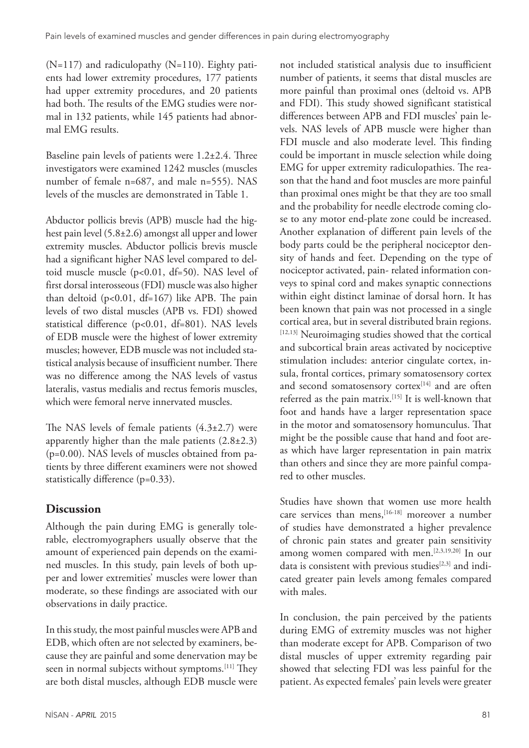(N=117) and radiculopathy (N=110). Eighty patients had lower extremity procedures, 177 patients had upper extremity procedures, and 20 patients had both. The results of the EMG studies were normal in 132 patients, while 145 patients had abnormal EMG results.

Baseline pain levels of patients were 1.2±2.4. Three investigators were examined 1242 muscles (muscles number of female n=687, and male n=555). NAS levels of the muscles are demonstrated in Table 1.

Abductor pollicis brevis (APB) muscle had the highest pain level (5.8±2.6) amongst all upper and lower extremity muscles. Abductor pollicis brevis muscle had a significant higher NAS level compared to deltoid muscle muscle ($p<0.01$, df=50). NAS level of first dorsal interosseous (FDI) muscle was also higher than deltoid ($p<0.01$, df=167) like APB. The pain levels of two distal muscles (APB vs. FDI) showed statistical difference ($p<0.01$, df=801). NAS levels of EDB muscle were the highest of lower extremity muscles; however, EDB muscle was not included statistical analysis because of insufficient number. There was no difference among the NAS levels of vastus lateralis, vastus medialis and rectus femoris muscles, which were femoral nerve innervated muscles.

The NAS levels of female patients (4.3±2.7) were apparently higher than the male patients (2.8±2.3) (p=0.00). NAS levels of muscles obtained from patients by three different examiners were not showed statistically difference (p=0.33).

## Discussion

Although the pain during EMG is generally tolerable, electromyographers usually observe that the amount of experienced pain depends on the examined muscles. In this study, pain levels of both upper and lower extremities' muscles were lower than moderate, so these findings are associated with our observations in daily practice.

In this study, the most painful muscles were APB and EDB, which often are not selected by examiners, because they are painful and some denervation may be seen in normal subjects without symptoms.[11] They are both distal muscles, although EDB muscle were not included statistical analysis due to insufficient number of patients, it seems that distal muscles are more painful than proximal ones (deltoid vs. APB and FDI). This study showed significant statistical differences between APB and FDI muscles' pain levels. NAS levels of APB muscle were higher than FDI muscle and also moderate level. This finding could be important in muscle selection while doing EMG for upper extremity radiculopathies. The reason that the hand and foot muscles are more painful than proximal ones might be that they are too small and the probability for needle electrode coming close to any motor end-plate zone could be increased. Another explanation of different pain levels of the body parts could be the peripheral nociceptor density of hands and feet. Depending on the type of nociceptor activated, pain- related information conveys to spinal cord and makes synaptic connections within eight distinct laminae of dorsal horn. It has been known that pain was not processed in a single cortical area, but in several distributed brain regions.[12,13] Neuroimaging studies showed that the cortical and subcortical brain areas activated by nociceptive stimulation includes: anterior cingulate cortex, insula, frontal cortices, primary somatosensory cortex and second somatosensory cortex[14] and are often referred as the pain matrix.[15] It is well-known that foot and hands have a larger representation space in the motor and somatosensory homunculus. That might be the possible cause that hand and foot areas which have larger representation in pain matrix than others and since they are more painful compared to other muscles.

Studies have shown that women use more health care services than mens,[16-18] moreover a number of studies have demonstrated a higher prevalence of chronic pain states and greater pain sensitivity among women compared with men.[2,3,19,20] In our data is consistent with previous studies[2,3] and indicated greater pain levels among females compared with males.

In conclusion, the pain perceived by the patients during EMG of extremity muscles was not higher than moderate except for APB. Comparison of two distal muscles of upper extremity regarding pair showed that selecting FDI was less painful for the patient. As expected females' pain levels were greater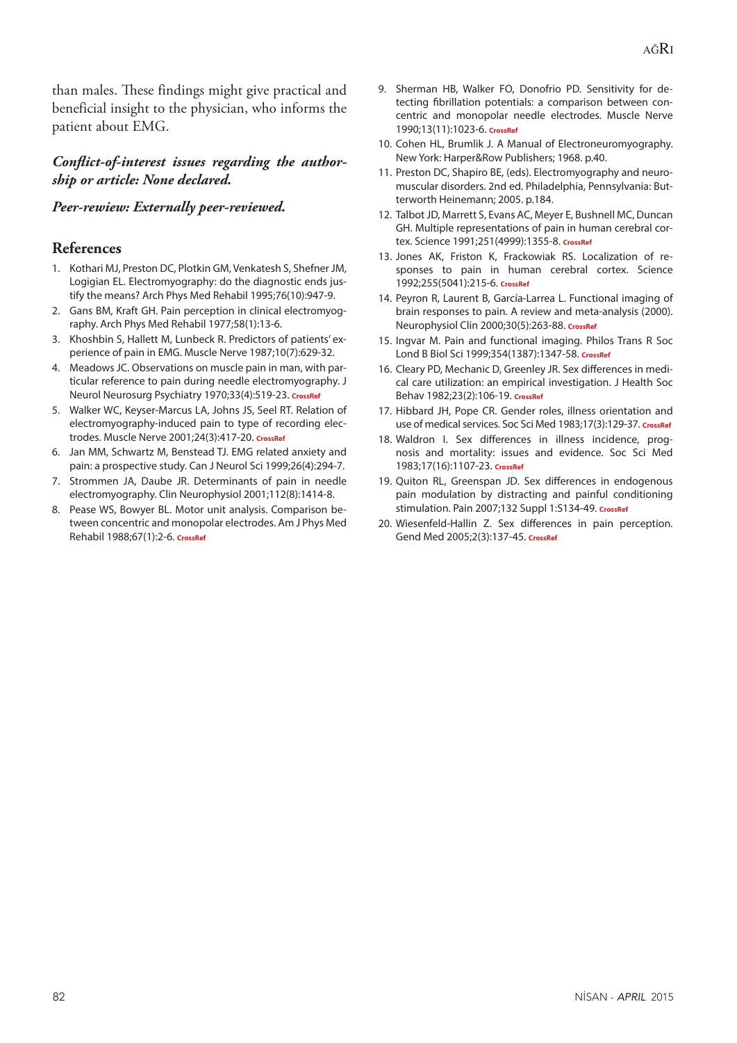than males. These findings might give practical and beneficial insight to the physician, who informs the patient about EMG.

***Conflict-of-interest issues regarding the authorship or article: None declared.***

***Peer-rewiew: Externally peer-reviewed.***

## References

1. Kothari MJ, Preston DC, Plotkin GM, Venkatesh S, Shefner JM, Logigian EL. Electromyography: do the diagnostic ends justify the means? Arch Phys Med Rehabil 1995;76(10):947-9.
2. Gans BM, Kraft GH. Pain perception in clinical electromyography. Arch Phys Med Rehabil 1977;58(1):13-6.
3. Khoshbin S, Hallett M, Lunbeck R. Predictors of patients' experience of pain in EMG. Muscle Nerve 1987;10(7):629-32.
4. Meadows JC. Observations on muscle pain in man, with particular reference to pain during needle electromyography. J Neurol Neurosurg Psychiatry 1970;33(4):519-23. CrossRef
5. Walker WC, Keyser-Marcus LA, Johns JS, Seel RT. Relation of electromyography-induced pain to type of recording electrodes. Muscle Nerve 2001;24(3):417-20. CrossRef
6. Jan MM, Schwartz M, Benstead TJ. EMG related anxiety and pain: a prospective study. Can J Neurol Sci 1999;26(4):294-7.
7. Strommen JA, Daube JR. Determinants of pain in needle electromyography. Clin Neurophysiol 2001;112(8):1414-8.
8. Pease WS, Bowyer BL. Motor unit analysis. Comparison between concentric and monopolar electrodes. Am J Phys Med Rehabil 1988;67(1):2-6. CrossRef
9. Sherman HB, Walker FO, Donofrio PD. Sensitivity for detecting fibrillation potentials: a comparison between concentric and monopolar needle electrodes. Muscle Nerve 1990;13(11):1023-6. CrossRef
10. Cohen HL, Brumlik J. A Manual of Electroneuromyography. New York: Harper&Row Publishers; 1968. p.40.
11. Preston DC, Shapiro BE, (eds). Electromyography and neuromuscular disorders. 2nd ed. Philadelphia, Pennsylvania: Butterworth Heinemann; 2005. p.184.
12. Talbot JD, Marrett S, Evans AC, Meyer E, Bushnell MC, Duncan GH. Multiple representations of pain in human cerebral cortex. Science 1991;251(4999):1355-8. CrossRef
13. Jones AK, Friston K, Frackowiak RS. Localization of responses to pain in human cerebral cortex. Science 1992;255(5041):215-6. CrossRef
14. Peyron R, Laurent B, García-Larrea L. Functional imaging of brain responses to pain. A review and meta-analysis (2000). Neurophysiol Clin 2000;30(5):263-88. CrossRef
15. Ingvar M. Pain and functional imaging. Philos Trans R Soc Lond B Biol Sci 1999;354(1387):1347-58. CrossRef
16. Cleary PD, Mechanic D, Greenley JR. Sex differences in medical care utilization: an empirical investigation. J Health Soc Behav 1982;23(2):106-19. CrossRef
17. Hibbard JH, Pope CR. Gender roles, illness orientation and use of medical services. Soc Sci Med 1983;17(3):129-37. CrossRef
18. Waldron I. Sex differences in illness incidence, prognosis and mortality: issues and evidence. Soc Sci Med 1983;17(16):1107-23. CrossRef
19. Quiton RL, Greenspan JD. Sex differences in endogenous pain modulation by distracting and painful conditioning stimulation. Pain 2007;132 Suppl 1:S134-49. CrossRef
20. Wiesenfeld-Hallin Z. Sex differences in pain perception. Gend Med 2005;2(3):137-45. CrossRef